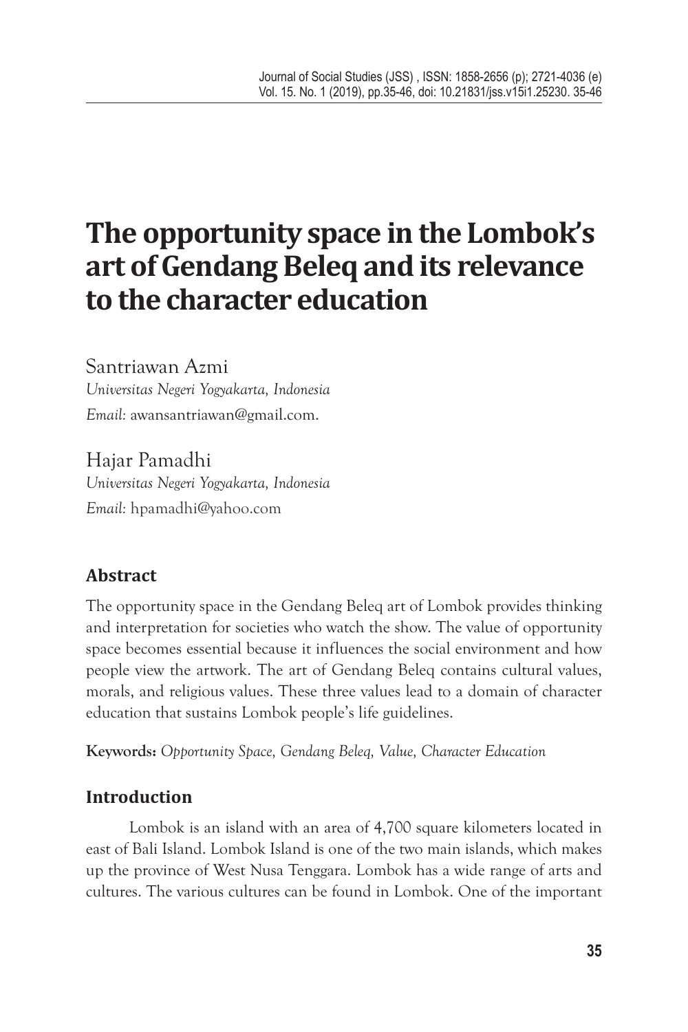# The opportunity space in the Lombok's art of Gendang Beleq and its relevance to the character education

Santriawan Azmi
*Universitas Negeri Yogyakarta, Indonesia*
*Email:* awansantriawan@gmail.com.

Hajar Pamadhi
*Universitas Negeri Yogyakarta, Indonesia*
*Email:* hpamadhi@yahoo.com

## Abstract

The opportunity space in the Gendang Beleq art of Lombok provides thinking and interpretation for societies who watch the show. The value of opportunity space becomes essential because it influences the social environment and how people view the artwork. The art of Gendang Beleq contains cultural values, morals, and religious values. These three values lead to a domain of character education that sustains Lombok people's life guidelines.

**Keywords:** *Opportunity Space, Gendang Beleq, Value, Character Education*

## Introduction

Lombok is an island with an area of 4,700 square kilometers located in east of Bali Island. Lombok Island is one of the two main islands, which makes up the province of West Nusa Tenggara. Lombok has a wide range of arts and cultures. The various cultures can be found in Lombok. One of the important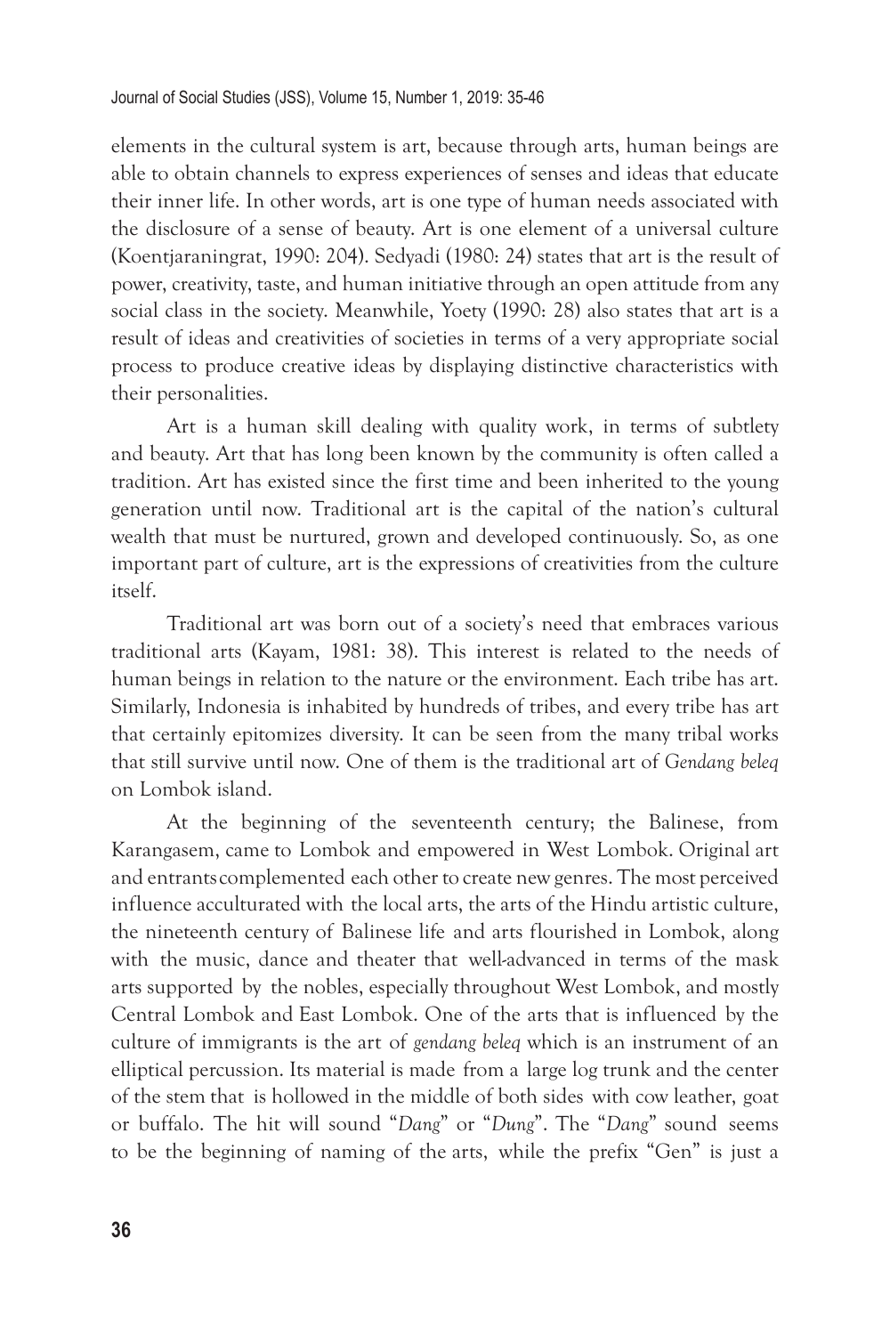elements in the cultural system is art, because through arts, human beings are able to obtain channels to express experiences of senses and ideas that educate their inner life. In other words, art is one type of human needs associated with the disclosure of a sense of beauty. Art is one element of a universal culture (Koentjaraningrat, 1990: 204). Sedyadi (1980: 24) states that art is the result of power, creativity, taste, and human initiative through an open attitude from any social class in the society. Meanwhile, Yoety (1990: 28) also states that art is a result of ideas and creativities of societies in terms of a very appropriate social process to produce creative ideas by displaying distinctive characteristics with their personalities.

Art is a human skill dealing with quality work, in terms of subtlety and beauty. Art that has long been known by the community is often called a tradition. Art has existed since the first time and been inherited to the young generation until now. Traditional art is the capital of the nation's cultural wealth that must be nurtured, grown and developed continuously. So, as one important part of culture, art is the expressions of creativities from the culture itself.

Traditional art was born out of a society's need that embraces various traditional arts (Kayam, 1981: 38). This interest is related to the needs of human beings in relation to the nature or the environment. Each tribe has art. Similarly, Indonesia is inhabited by hundreds of tribes, and every tribe has art that certainly epitomizes diversity. It can be seen from the many tribal works that still survive until now. One of them is the traditional art of *Gendang beleq* on Lombok island.

At the beginning of the seventeenth century; the Balinese, from Karangasem, came to Lombok and empowered in West Lombok. Original art and entrants complemented each other to create new genres. The most perceived influence acculturated with the local arts, the arts of the Hindu artistic culture, the nineteenth century of Balinese life and arts flourished in Lombok, along with the music, dance and theater that well-advanced in terms of the mask arts supported by the nobles, especially throughout West Lombok, and mostly Central Lombok and East Lombok. One of the arts that is influenced by the culture of immigrants is the art of *gendang beleq* which is an instrument of an elliptical percussion. Its material is made from a large log trunk and the center of the stem that is hollowed in the middle of both sides with cow leather, goat or buffalo. The hit will sound "*Dang*" or "*Dung*". The "*Dang*" sound seems to be the beginning of naming of the arts, while the prefix "Gen" is just a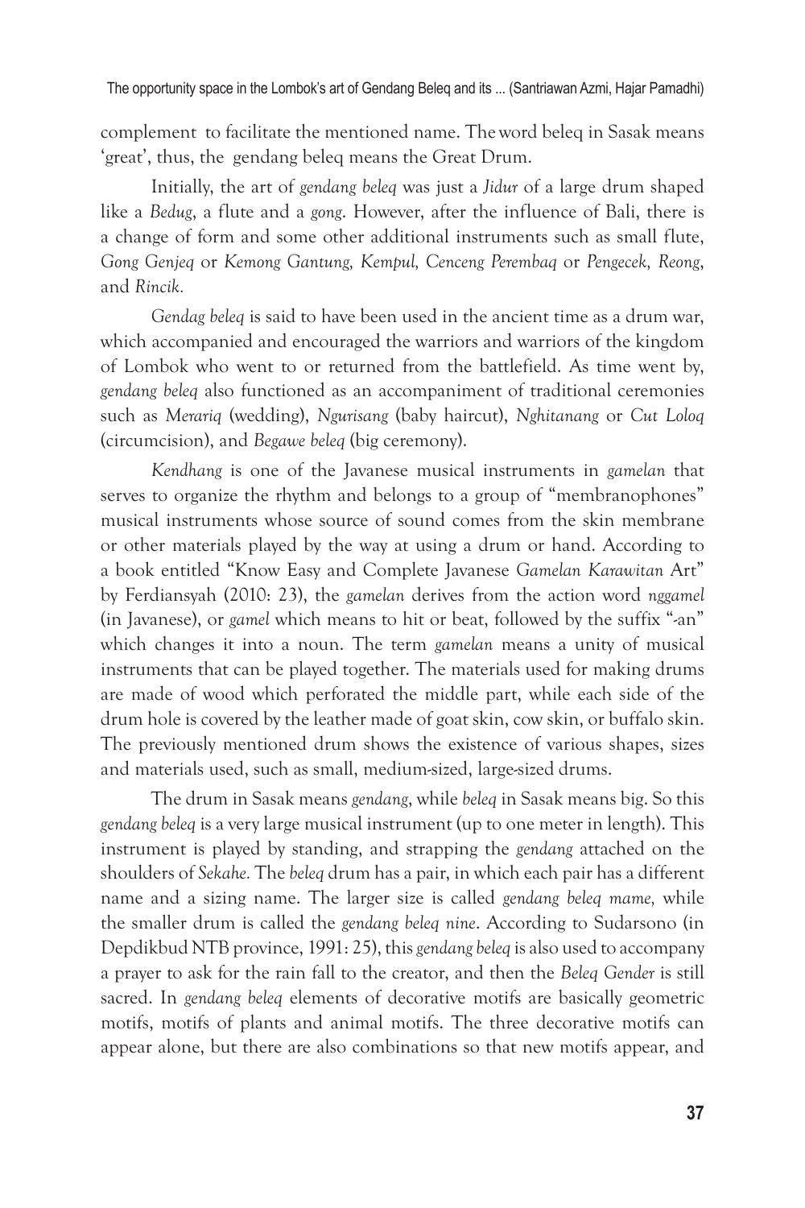complement to facilitate the mentioned name. The word beleq in Sasak means 'great', thus, the gendang beleq means the Great Drum.

Initially, the art of *gendang beleq* was just a *Jidur* of a large drum shaped like a *Bedug*, a flute and a *gong*. However, after the influence of Bali, there is a change of form and some other additional instruments such as small flute, *Gong Genjeq* or *Kemong Gantung, Kempul, Cenceng Perembaq* or *Pengecek, Reong*, and *Rincik.*

*Gendag beleq* is said to have been used in the ancient time as a drum war, which accompanied and encouraged the warriors and warriors of the kingdom of Lombok who went to or returned from the battlefield. As time went by, *gendang beleq* also functioned as an accompaniment of traditional ceremonies such as *Merariq* (wedding), *Ngurisang* (baby haircut), *Nghitanang* or *Cut Loloq* (circumcision), and *Begawe beleq* (big ceremony).

*Kendhang* is one of the Javanese musical instruments in *gamelan* that serves to organize the rhythm and belongs to a group of "membranophones" musical instruments whose source of sound comes from the skin membrane or other materials played by the way at using a drum or hand. According to a book entitled "Know Easy and Complete Javanese *Gamelan Karawitan* Art" by Ferdiansyah (2010: 23), the *gamelan* derives from the action word *nggamel* (in Javanese), or *gamel* which means to hit or beat, followed by the suffix "-an" which changes it into a noun. The term *gamelan* means a unity of musical instruments that can be played together. The materials used for making drums are made of wood which perforated the middle part, while each side of the drum hole is covered by the leather made of goat skin, cow skin, or buffalo skin. The previously mentioned drum shows the existence of various shapes, sizes and materials used, such as small, medium-sized, large-sized drums.

The drum in Sasak means *gendang*, while *beleq* in Sasak means big. So this *gendang beleq* is a very large musical instrument (up to one meter in length). This instrument is played by standing, and strapping the *gendang* attached on the shoulders of *Sekahe.* The *beleq* drum has a pair, in which each pair has a different name and a sizing name. The larger size is called *gendang beleq mame,* while the smaller drum is called the *gendang beleq nine*. According to Sudarsono (in Depdikbud NTB province, 1991: 25), this *gendang beleq* is also used to accompany a prayer to ask for the rain fall to the creator, and then the *Beleq Gender* is still sacred. In *gendang beleq* elements of decorative motifs are basically geometric motifs, motifs of plants and animal motifs. The three decorative motifs can appear alone, but there are also combinations so that new motifs appear, and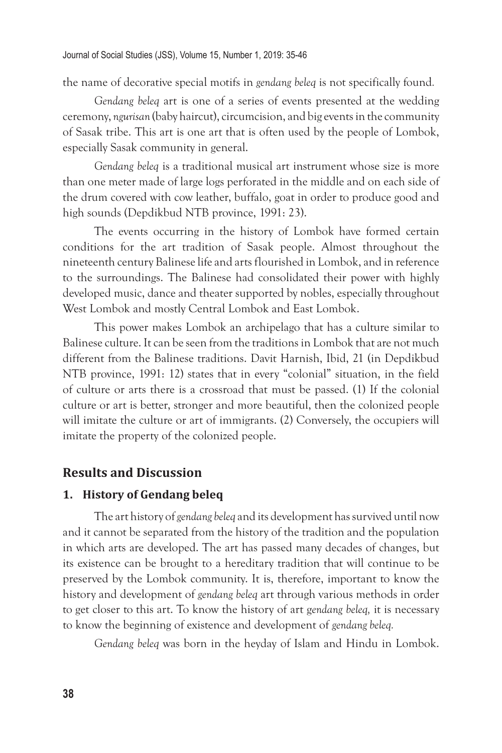the name of decorative special motifs in *gendang beleq* is not specifically found.

*Gendang beleq* art is one of a series of events presented at the wedding ceremony, *ngurisan* (baby haircut), circumcision, and big events in the community of Sasak tribe. This art is one art that is often used by the people of Lombok, especially Sasak community in general.

*Gendang beleq* is a traditional musical art instrument whose size is more than one meter made of large logs perforated in the middle and on each side of the drum covered with cow leather, buffalo, goat in order to produce good and high sounds (Depdikbud NTB province, 1991: 23).

The events occurring in the history of Lombok have formed certain conditions for the art tradition of Sasak people. Almost throughout the nineteenth century Balinese life and arts flourished in Lombok, and in reference to the surroundings. The Balinese had consolidated their power with highly developed music, dance and theater supported by nobles, especially throughout West Lombok and mostly Central Lombok and East Lombok.

This power makes Lombok an archipelago that has a culture similar to Balinese culture. It can be seen from the traditions in Lombok that are not much different from the Balinese traditions. Davit Harnish, Ibid, 21 (in Depdikbud NTB province, 1991: 12) states that in every "colonial" situation, in the field of culture or arts there is a crossroad that must be passed. (1) If the colonial culture or art is better, stronger and more beautiful, then the colonized people will imitate the culture or art of immigrants. (2) Conversely, the occupiers will imitate the property of the colonized people.

## Results and Discussion

### 1. History of Gendang beleq

The art history of *gendang beleq* and its development has survived until now and it cannot be separated from the history of the tradition and the population in which arts are developed. The art has passed many decades of changes, but its existence can be brought to a hereditary tradition that will continue to be preserved by the Lombok community. It is, therefore, important to know the history and development of *gendang beleq* art through various methods in order to get closer to this art. To know the history of art *gendang beleq,* it is necessary to know the beginning of existence and development of *gendang beleq.*

*Gendang beleq* was born in the heyday of Islam and Hindu in Lombok.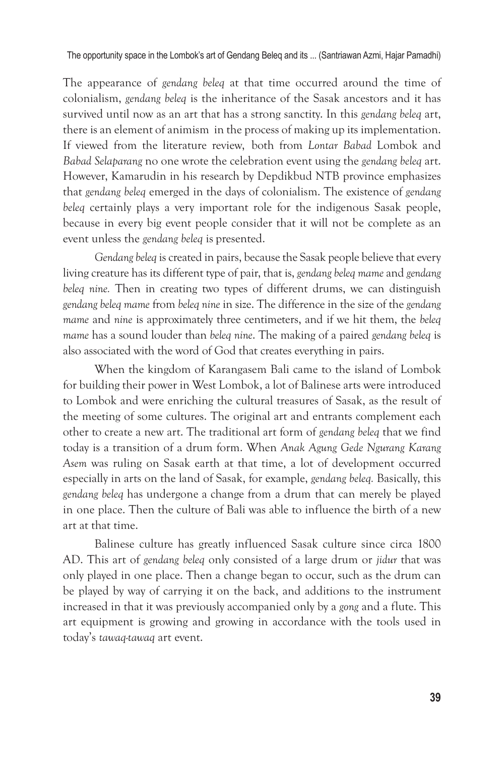The appearance of *gendang beleq* at that time occurred around the time of colonialism, *gendang beleq* is the inheritance of the Sasak ancestors and it has survived until now as an art that has a strong sanctity. In this *gendang beleq* art, there is an element of animism in the process of making up its implementation. If viewed from the literature review, both from *Lontar Babad* Lombok and *Babad Selaparang* no one wrote the celebration event using the *gendang beleq* art. However, Kamarudin in his research by Depdikbud NTB province emphasizes that *gendang beleq* emerged in the days of colonialism. The existence of *gendang beleq* certainly plays a very important role for the indigenous Sasak people, because in every big event people consider that it will not be complete as an event unless the *gendang beleq* is presented.

*Gendang beleq* is created in pairs, because the Sasak people believe that every living creature has its different type of pair, that is, *gendang beleq mame* and *gendang beleq nine.* Then in creating two types of different drums, we can distinguish *gendang beleq mame* from *beleq nine* in size. The difference in the size of the *gendang mame* and *nine* is approximately three centimeters, and if we hit them, the *beleq mame* has a sound louder than *beleq nine*. The making of a paired *gendang beleq* is also associated with the word of God that creates everything in pairs.

When the kingdom of Karangasem Bali came to the island of Lombok for building their power in West Lombok, a lot of Balinese arts were introduced to Lombok and were enriching the cultural treasures of Sasak, as the result of the meeting of some cultures. The original art and entrants complement each other to create a new art. The traditional art form of *gendang beleq* that we find today is a transition of a drum form. When *Anak Agung Gede Ngurang Karang Asem* was ruling on Sasak earth at that time, a lot of development occurred especially in arts on the land of Sasak, for example, *gendang beleq.* Basically, this *gendang beleq* has undergone a change from a drum that can merely be played in one place. Then the culture of Bali was able to influence the birth of a new art at that time.

Balinese culture has greatly influenced Sasak culture since circa 1800 AD. This art of *gendang beleq* only consisted of a large drum or *jidur* that was only played in one place. Then a change began to occur, such as the drum can be played by way of carrying it on the back, and additions to the instrument increased in that it was previously accompanied only by a *gong* and a flute. This art equipment is growing and growing in accordance with the tools used in today's *tawaq-tawaq* art event.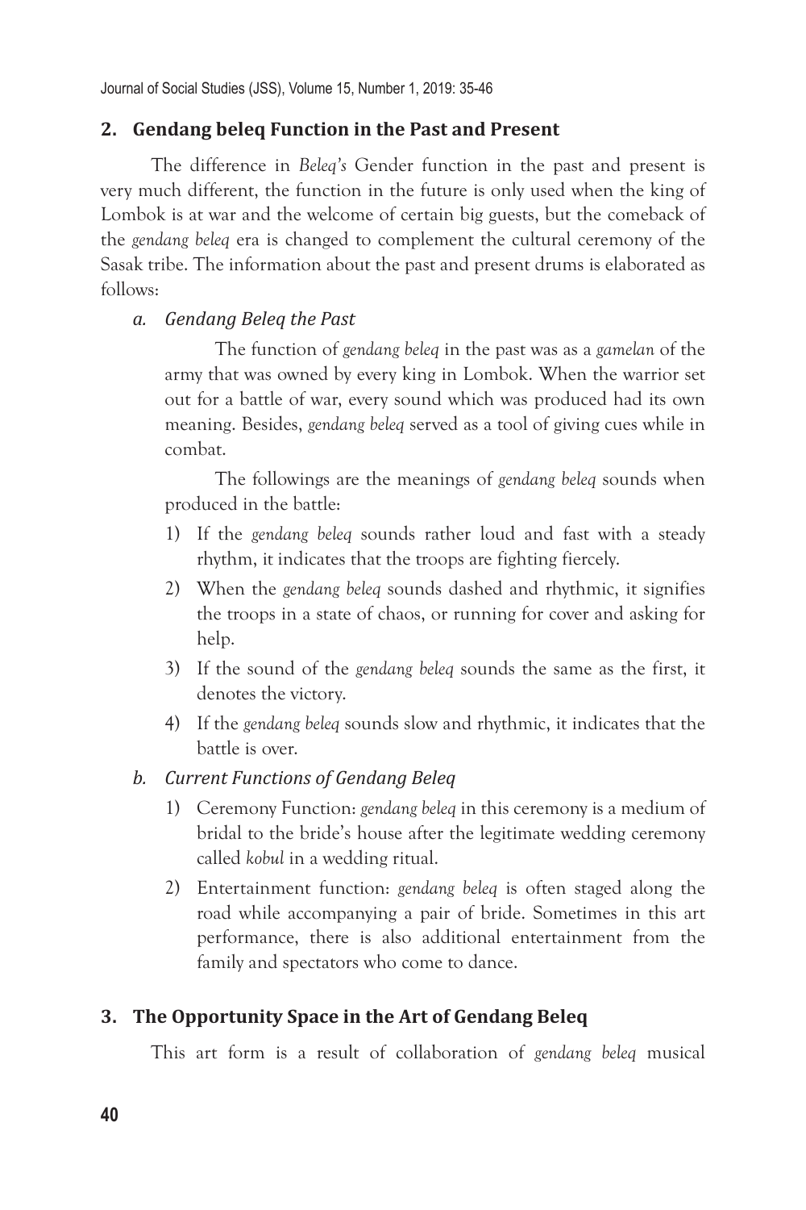## 2. Gendang beleq Function in the Past and Present

The difference in *Beleq's* Gender function in the past and present is very much different, the function in the future is only used when the king of Lombok is at war and the welcome of certain big guests, but the comeback of the *gendang beleq* era is changed to complement the cultural ceremony of the Sasak tribe. The information about the past and present drums is elaborated as follows:

### a. Gendang Beleq the Past

The function of *gendang beleq* in the past was as a *gamelan* of the army that was owned by every king in Lombok. When the warrior set out for a battle of war, every sound which was produced had its own meaning. Besides, *gendang beleq* served as a tool of giving cues while in combat.

The followings are the meanings of *gendang beleq* sounds when produced in the battle:

1) If the *gendang beleq* sounds rather loud and fast with a steady rhythm, it indicates that the troops are fighting fiercely.
2) When the *gendang beleq* sounds dashed and rhythmic, it signifies the troops in a state of chaos, or running for cover and asking for help.
3) If the sound of the *gendang beleq* sounds the same as the first, it denotes the victory.
4) If the *gendang beleq* sounds slow and rhythmic, it indicates that the battle is over.

### b. Current Functions of Gendang Beleq

1) Ceremony Function: *gendang beleq* in this ceremony is a medium of bridal to the bride's house after the legitimate wedding ceremony called *kobul* in a wedding ritual.
2) Entertainment function: *gendang beleq* is often staged along the road while accompanying a pair of bride. Sometimes in this art performance, there is also additional entertainment from the family and spectators who come to dance.

## 3. The Opportunity Space in the Art of Gendang Beleq

This art form is a result of collaboration of *gendang beleq* musical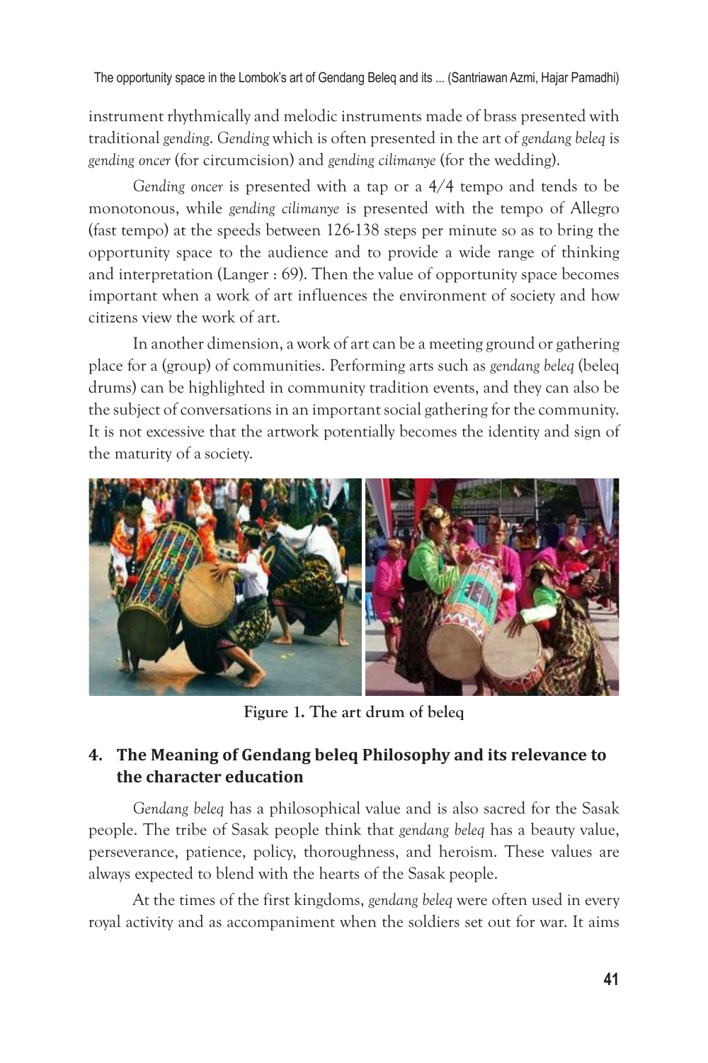instrument rhythmically and melodic instruments made of brass presented with traditional *gending*. *Gending* which is often presented in the art of *gendang beleq* is *gending oncer* (for circumcision) and *gending cilimanye* (for the wedding).

*Gending oncer* is presented with a tap or a 4/4 tempo and tends to be monotonous, while *gending cilimanye* is presented with the tempo of Allegro (fast tempo) at the speeds between 126-138 steps per minute so as to bring the opportunity space to the audience and to provide a wide range of thinking and interpretation (Langer : 69). Then the value of opportunity space becomes important when a work of art influences the environment of society and how citizens view the work of art.

In another dimension, a work of art can be a meeting ground or gathering place for a (group) of communities. Performing arts such as *gendang beleq* (beleq drums) can be highlighted in community tradition events, and they can also be the subject of conversations in an important social gathering for the community. It is not excessive that the artwork potentially becomes the identity and sign of the maturity of a society.

**Figure 1. The art drum of beleq**

## 4. The Meaning of Gendang beleq Philosophy and its relevance to the character education

*Gendang beleq* has a philosophical value and is also sacred for the Sasak people. The tribe of Sasak people think that *gendang beleq* has a beauty value, perseverance, patience, policy, thoroughness, and heroism. These values are always expected to blend with the hearts of the Sasak people.

At the times of the first kingdoms, *gendang beleq* were often used in every royal activity and as accompaniment when the soldiers set out for war. It aims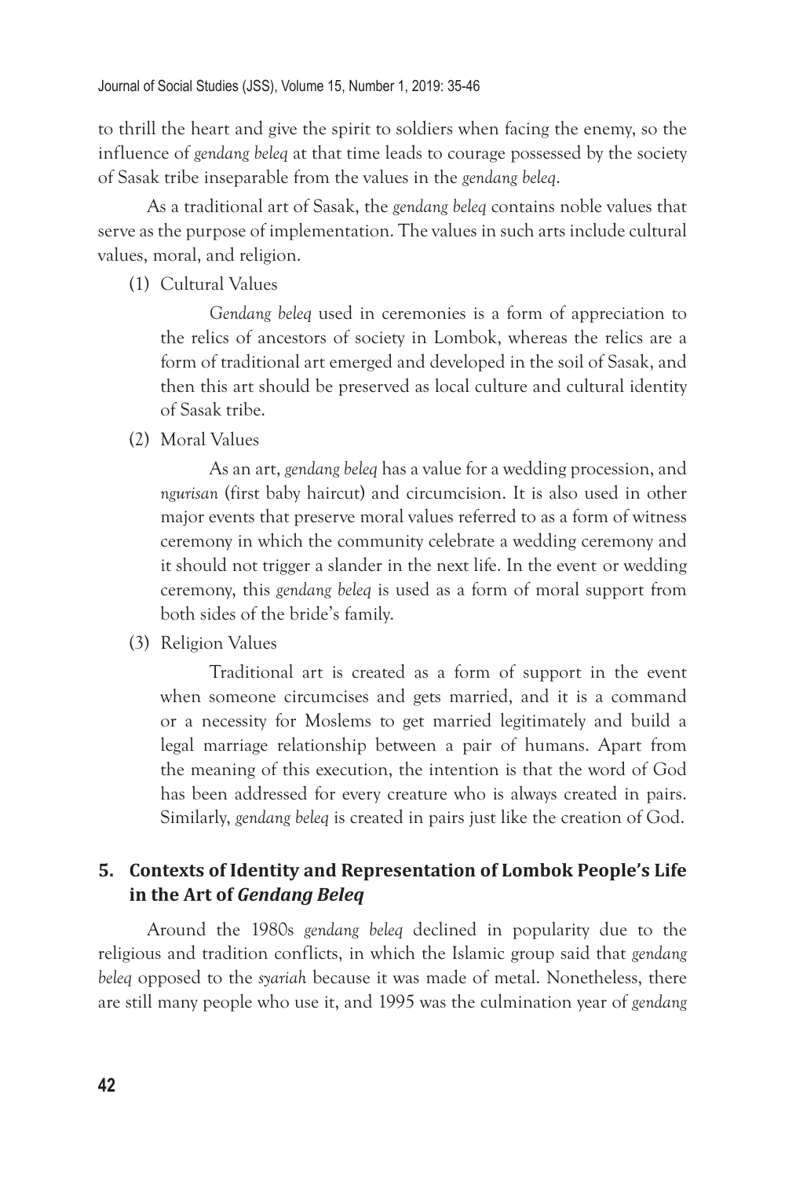to thrill the heart and give the spirit to soldiers when facing the enemy, so the influence of *gendang beleq* at that time leads to courage possessed by the society of Sasak tribe inseparable from the values in the *gendang beleq*.

As a traditional art of Sasak, the *gendang beleq* contains noble values that serve as the purpose of implementation. The values in such arts include cultural values, moral, and religion.

(1) Cultural Values

*Gendang beleq* used in ceremonies is a form of appreciation to the relics of ancestors of society in Lombok, whereas the relics are a form of traditional art emerged and developed in the soil of Sasak, and then this art should be preserved as local culture and cultural identity of Sasak tribe.

(2) Moral Values

As an art, *gendang beleq* has a value for a wedding procession, and *ngurisan* (first baby haircut) and circumcision. It is also used in other major events that preserve moral values referred to as a form of witness ceremony in which the community celebrate a wedding ceremony and it should not trigger a slander in the next life. In the event or wedding ceremony, this *gendang beleq* is used as a form of moral support from both sides of the bride's family.

(3) Religion Values

Traditional art is created as a form of support in the event when someone circumcises and gets married, and it is a command or a necessity for Moslems to get married legitimately and build a legal marriage relationship between a pair of humans. Apart from the meaning of this execution, the intention is that the word of God has been addressed for every creature who is always created in pairs. Similarly, *gendang beleq* is created in pairs just like the creation of God.

## 5. Contexts of Identity and Representation of Lombok People's Life in the Art of *Gendang Beleq*

Around the 1980s *gendang beleq* declined in popularity due to the religious and tradition conflicts, in which the Islamic group said that *gendang beleq* opposed to the *syariah* because it was made of metal. Nonetheless, there are still many people who use it, and 1995 was the culmination year of *gendang*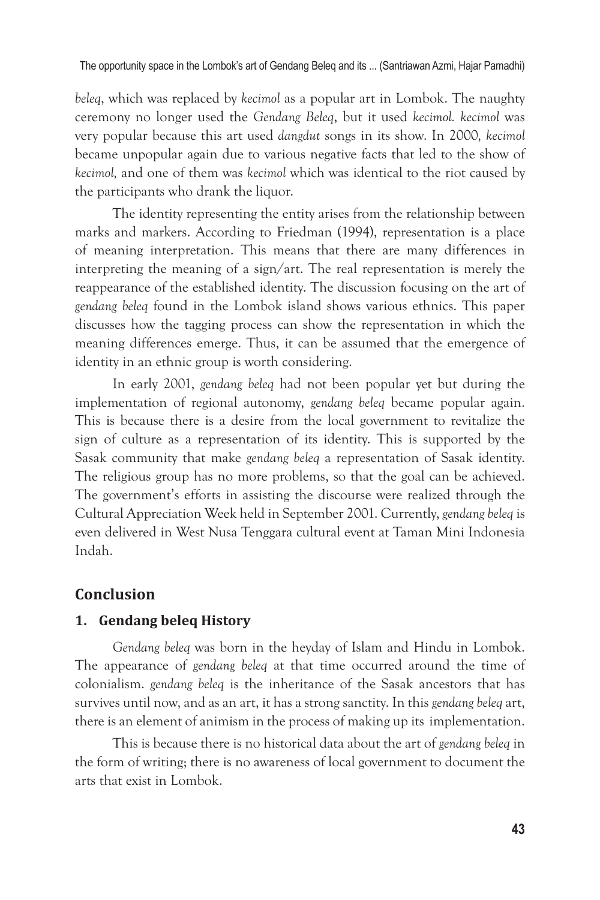*beleq*, which was replaced by *kecimol* as a popular art in Lombok. The naughty ceremony no longer used the *Gendang Beleq*, but it used *kecimol. kecimol* was very popular because this art used *dangdut* songs in its show. In 2000, *kecimol* became unpopular again due to various negative facts that led to the show of *kecimol,* and one of them was *kecimol* which was identical to the riot caused by the participants who drank the liquor.

The identity representing the entity arises from the relationship between marks and markers. According to Friedman (1994), representation is a place of meaning interpretation. This means that there are many differences in interpreting the meaning of a sign/art. The real representation is merely the reappearance of the established identity. The discussion focusing on the art of *gendang beleq* found in the Lombok island shows various ethnics. This paper discusses how the tagging process can show the representation in which the meaning differences emerge. Thus, it can be assumed that the emergence of identity in an ethnic group is worth considering.

In early 2001, *gendang beleq* had not been popular yet but during the implementation of regional autonomy, *gendang beleq* became popular again. This is because there is a desire from the local government to revitalize the sign of culture as a representation of its identity. This is supported by the Sasak community that make *gendang beleq* a representation of Sasak identity. The religious group has no more problems, so that the goal can be achieved. The government's efforts in assisting the discourse were realized through the Cultural Appreciation Week held in September 2001. Currently, *gendang beleq* is even delivered in West Nusa Tenggara cultural event at Taman Mini Indonesia Indah.

## Conclusion

### 1. Gendang beleq History

*Gendang beleq* was born in the heyday of Islam and Hindu in Lombok. The appearance of *gendang beleq* at that time occurred around the time of colonialism. *gendang beleq* is the inheritance of the Sasak ancestors that has survives until now, and as an art, it has a strong sanctity. In this *gendang beleq* art, there is an element of animism in the process of making up its implementation.

This is because there is no historical data about the art of *gendang beleq* in the form of writing; there is no awareness of local government to document the arts that exist in Lombok.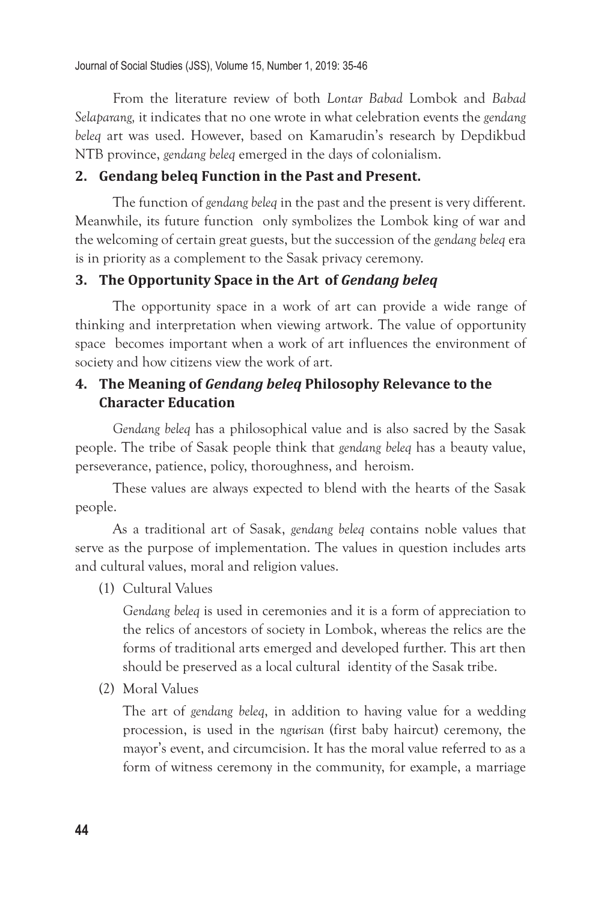From the literature review of both *Lontar Babad* Lombok and *Babad Selaparang,* it indicates that no one wrote in what celebration events the *gendang beleq* art was used. However, based on Kamarudin's research by Depdikbud NTB province, *gendang beleq* emerged in the days of colonialism.

## 2. Gendang beleq Function in the Past and Present.

The function of *gendang beleq* in the past and the present is very different. Meanwhile, its future function only symbolizes the Lombok king of war and the welcoming of certain great guests, but the succession of the *gendang beleq* era is in priority as a complement to the Sasak privacy ceremony.

## 3. The Opportunity Space in the Art of *Gendang beleq*

The opportunity space in a work of art can provide a wide range of thinking and interpretation when viewing artwork. The value of opportunity space becomes important when a work of art influences the environment of society and how citizens view the work of art.

## 4. The Meaning of *Gendang beleq* Philosophy Relevance to the Character Education

*Gendang beleq* has a philosophical value and is also sacred by the Sasak people. The tribe of Sasak people think that *gendang beleq* has a beauty value, perseverance, patience, policy, thoroughness, and heroism.

These values are always expected to blend with the hearts of the Sasak people.

As a traditional art of Sasak, *gendang beleq* contains noble values that serve as the purpose of implementation. The values in question includes arts and cultural values, moral and religion values.

(1) Cultural Values

*Gendang beleq* is used in ceremonies and it is a form of appreciation to the relics of ancestors of society in Lombok, whereas the relics are the forms of traditional arts emerged and developed further. This art then should be preserved as a local cultural identity of the Sasak tribe.

(2) Moral Values

The art of *gendang beleq*, in addition to having value for a wedding procession, is used in the *ngurisan* (first baby haircut) ceremony, the mayor's event, and circumcision. It has the moral value referred to as a form of witness ceremony in the community, for example, a marriage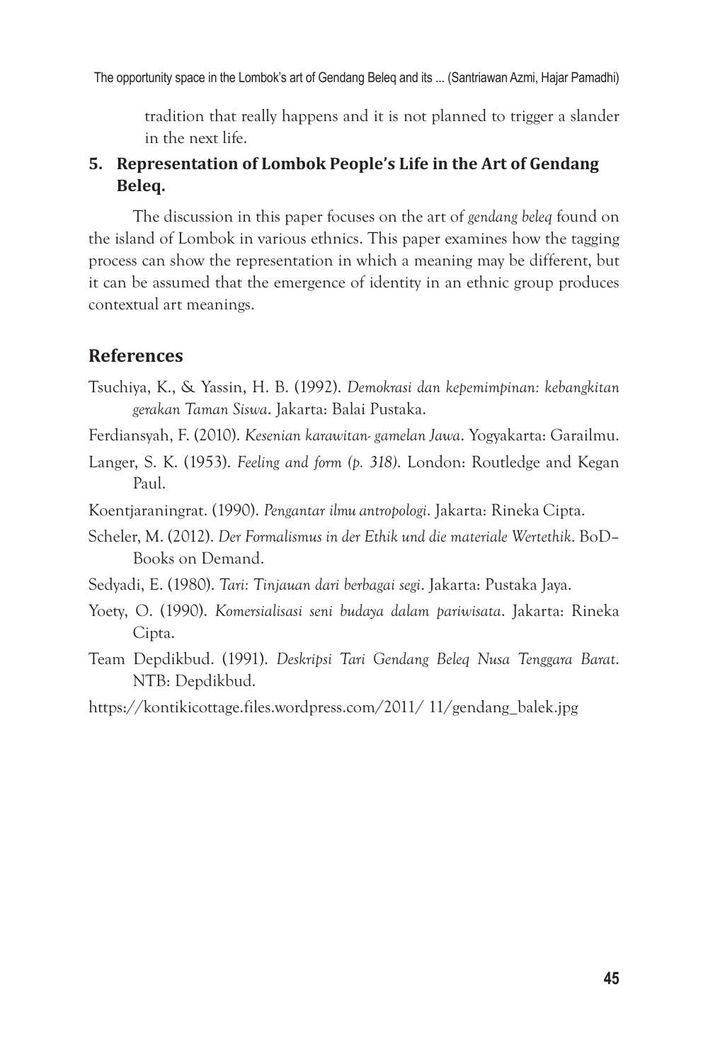tradition that really happens and it is not planned to trigger a slander in the next life.

## 5. Representation of Lombok People's Life in the Art of Gendang Beleq.

The discussion in this paper focuses on the art of *gendang beleq* found on the island of Lombok in various ethnics. This paper examines how the tagging process can show the representation in which a meaning may be different, but it can be assumed that the emergence of identity in an ethnic group produces contextual art meanings.

## References

Tsuchiya, K., & Yassin, H. B. (1992). *Demokrasi dan kepemimpinan: kebangkitan gerakan Taman Siswa*. Jakarta: Balai Pustaka.

Ferdiansyah, F. (2010). *Kesenian karawitan- gamelan Jawa*. Yogyakarta: Garailmu.

Langer, S. K. (1953). *Feeling and form (p. 318)*. London: Routledge and Kegan Paul.

Koentjaraningrat. (1990). *Pengantar ilmu antropologi*. Jakarta: Rineka Cipta.

Scheler, M. (2012). *Der Formalismus in der Ethik und die materiale Wertethik*. BoD–Books on Demand.

Sedyadi, E. (1980). *Tari: Tinjauan dari berbagai segi*. Jakarta: Pustaka Jaya.

Yoety, O. (1990). *Komersialisasi seni budaya dalam pariwisata*. Jakarta: Rineka Cipta.

Team Depdikbud. (1991). *Deskripsi Tari Gendang Beleq Nusa Tenggara Barat*. NTB: Depdikbud.

https://kontikicottage.files.wordpress.com/2011/ 11/gendang_balek.jpg